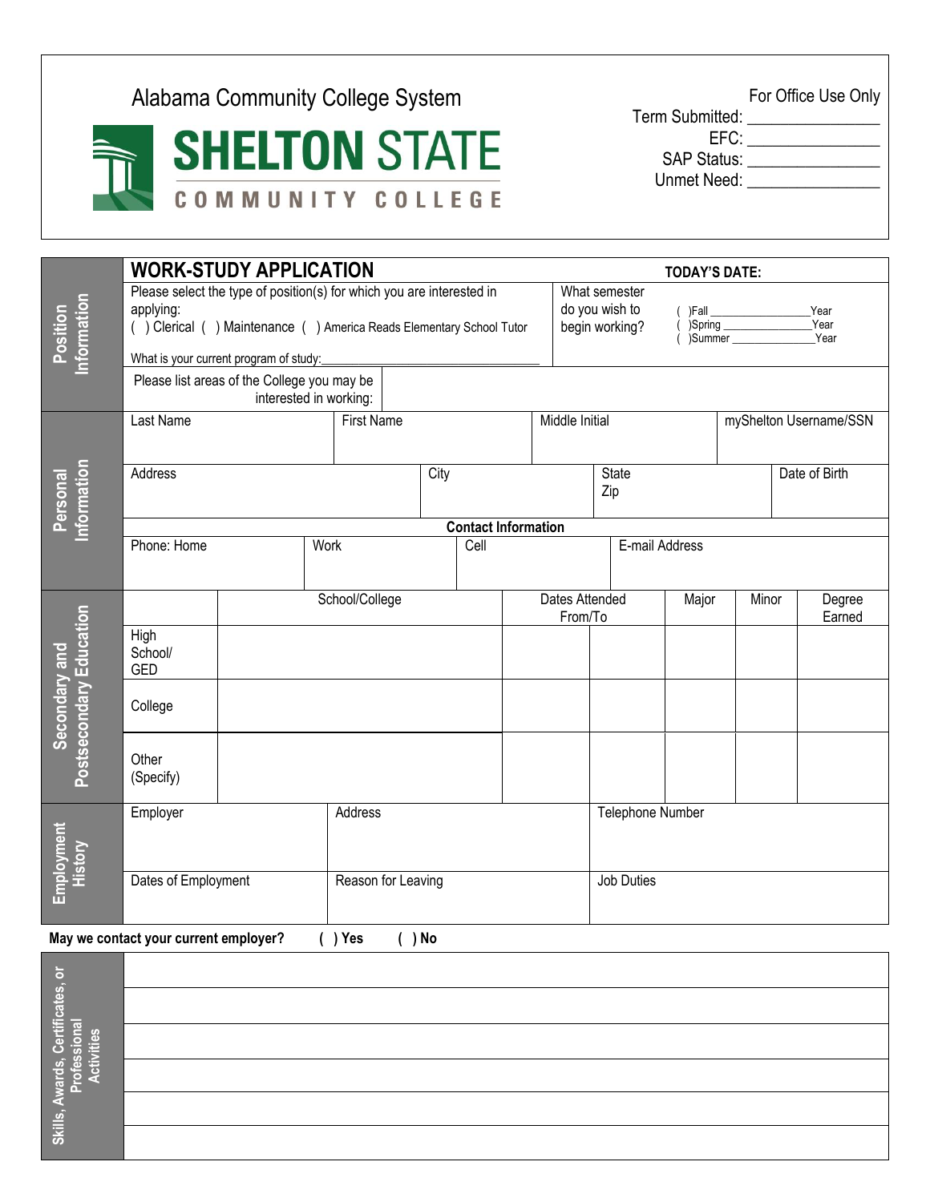Alabama Community College System

# SHELTON STATE
COMMUNITY COLLEGE

For Office Use Only
Term Submitted: _______________
EFC: _______________
SAP Status: _______________
Unmet Need: _______________

## WORK-STUDY APPLICATION

**TODAY'S DATE:**

### Position Information

Please select the type of position(s) for which you are interested in applying:
( ) Clerical ( ) Maintenance ( ) America Reads Elementary School Tutor

What is your current program of study:_______________________________

What semester do you wish to begin working?
( )Fall _______________Year
( )Spring _______________Year
( )Summer _______________Year

Please list areas of the College you may be interested in working:

### Personal Information

| Last Name | First Name | Middle Initial | myShelton Username/SSN |
|---|---|---|---|
| | | | |

| Address | City | State Zip | Date of Birth |
|---|---|---|---|
| | | | |

**Contact Information**

| Phone: Home | Work | Cell | E-mail Address |
|---|---|---|---|
| | | | |

### Secondary and Postsecondary Education

| | School/College | Dates Attended From/To | | Major | Minor | Degree Earned |
|---|---|---|---|---|---|---|
| High School/ GED | | | | | | |
| College | | | | | | |
| Other (Specify) | | | | | | |

### Employment History

| Employer | Address | Telephone Number |
|---|---|---|
| | | |
| **Dates of Employment** | **Reason for Leaving** | **Job Duties** |
| | | |

**May we contact your current employer? ( ) Yes ( ) No**

### Skills, Awards, Certificates, or Professional Activities

|  |
|---|
| |
| |
| |
| |
| |
| |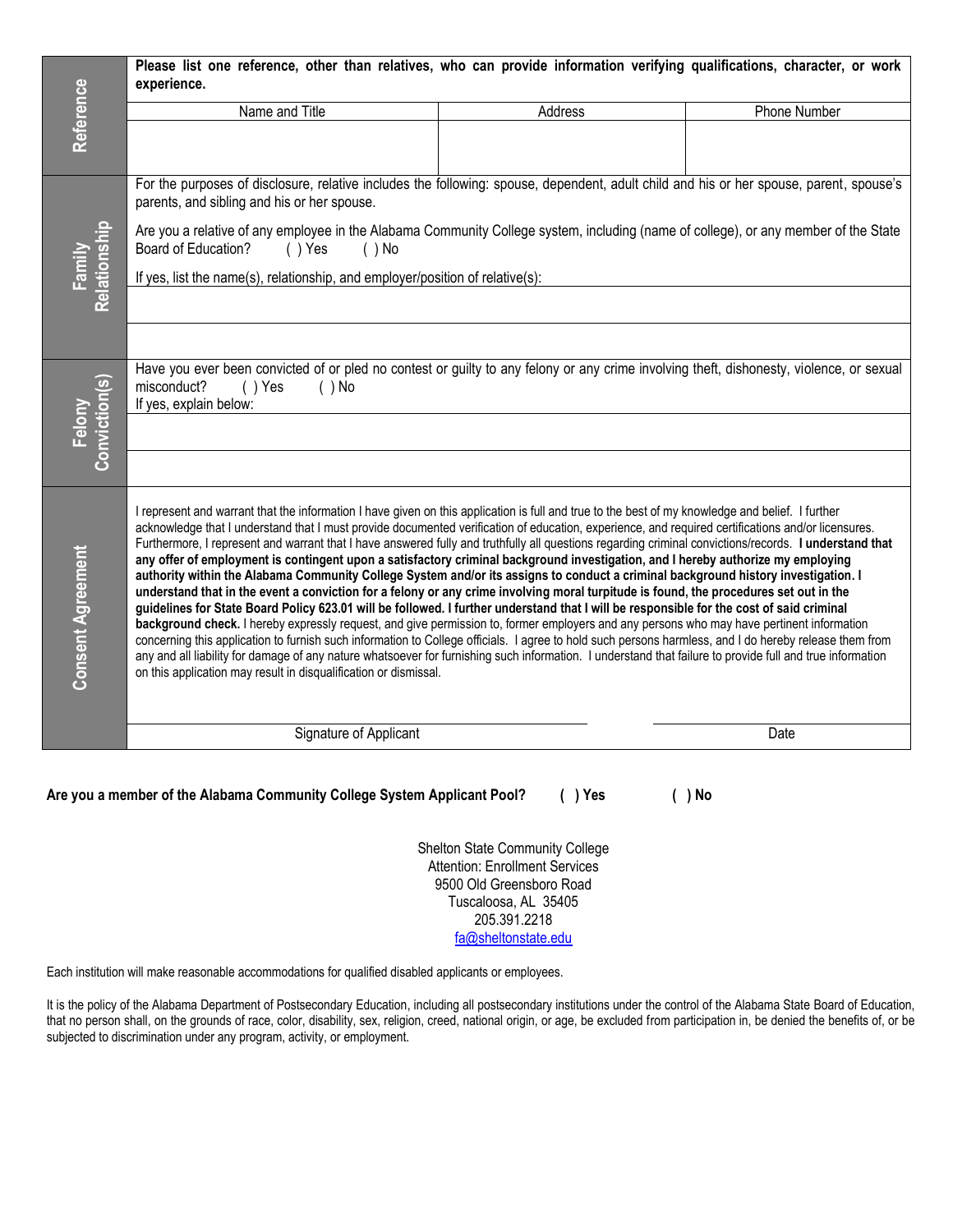## Reference

**Please list one reference, other than relatives, who can provide information verifying qualifications, character, or work experience.**

| Name and Title | Address | Phone Number |
| --- | --- | --- |
| | | |

## Family Relationship

For the purposes of disclosure, relative includes the following: spouse, dependent, adult child and his or her spouse, parent, spouse's parents, and sibling and his or her spouse.

Are you a relative of any employee in the Alabama Community College system, including (name of college), or any member of the State Board of Education? ( ) Yes ( ) No

If yes, list the name(s), relationship, and employer/position of relative(s):

## Felony Conviction(s)

Have you ever been convicted of or pled no contest or guilty to any felony or any crime involving theft, dishonesty, violence, or sexual misconduct? ( ) Yes ( ) No

If yes, explain below:

## Consent Agreement

I represent and warrant that the information I have given on this application is full and true to the best of my knowledge and belief. I further acknowledge that I understand that I must provide documented verification of education, experience, and required certifications and/or licensures. Furthermore, I represent and warrant that I have answered fully and truthfully all questions regarding criminal convictions/records. **I understand that any offer of employment is contingent upon a satisfactory criminal background investigation, and I hereby authorize my employing authority within the Alabama Community College System and/or its assigns to conduct a criminal background history investigation. I understand that in the event a conviction for a felony or any crime involving moral turpitude is found, the procedures set out in the guidelines for State Board Policy 623.01 will be followed. I further understand that I will be responsible for the cost of said criminal background check.** I hereby expressly request, and give permission to, former employers and any persons who may have pertinent information concerning this application to furnish such information to College officials. I agree to hold such persons harmless, and I do hereby release them from any and all liability for damage of any nature whatsoever for furnishing such information. I understand that failure to provide full and true information on this application may result in disqualification or dismissal.

Signature of Applicant

Date

**Are you a member of the Alabama Community College System Applicant Pool? ( ) Yes ( ) No**

Shelton State Community College
Attention: Enrollment Services
9500 Old Greensboro Road
Tuscaloosa, AL 35405
205.391.2218
fa@sheltonstate.edu

Each institution will make reasonable accommodations for qualified disabled applicants or employees.

It is the policy of the Alabama Department of Postsecondary Education, including all postsecondary institutions under the control of the Alabama State Board of Education, that no person shall, on the grounds of race, color, disability, sex, religion, creed, national origin, or age, be excluded from participation in, be denied the benefits of, or be subjected to discrimination under any program, activity, or employment.